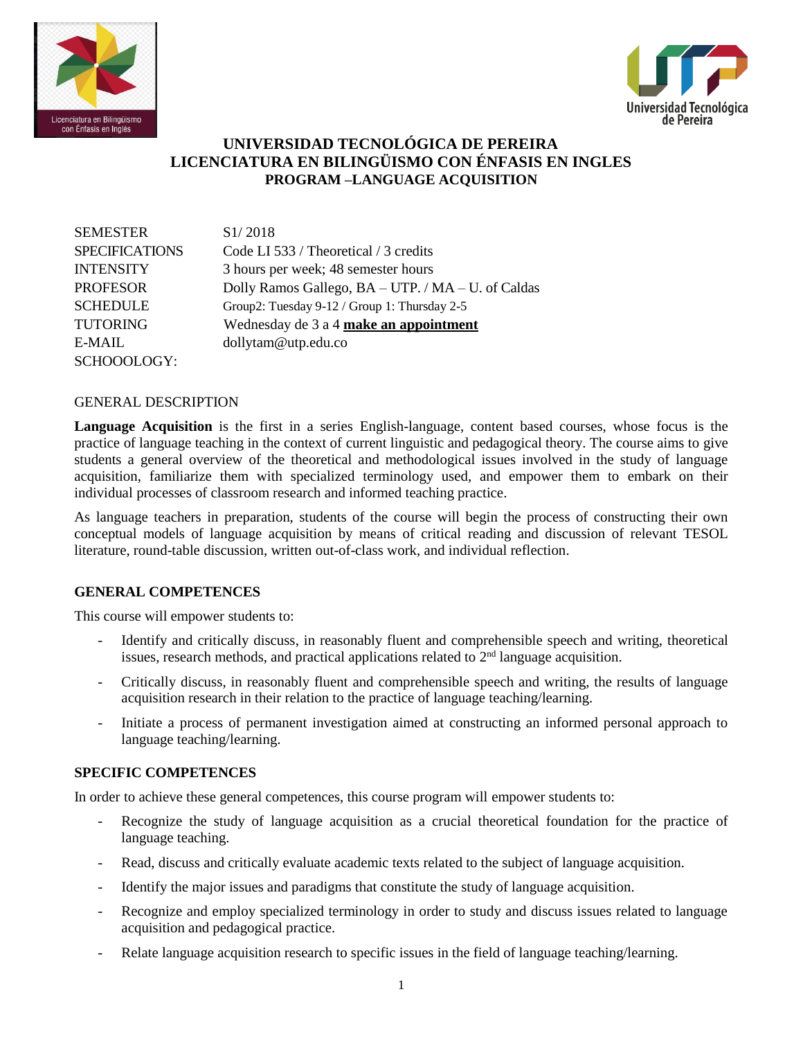# UNIVERSIDAD TECNOLÓGICA DE PEREIRA
## LICENCIATURA EN BILINGÜISMO CON ÉNFASIS EN INGLES
### PROGRAM –LANGUAGE ACQUISITION

| | |
|---|---|
| SEMESTER | S1/ 2018 |
| SPECIFICATIONS | Code LI 533 / Theoretical / 3 credits |
| INTENSITY | 3 hours per week; 48 semester hours |
| PROFESOR | Dolly Ramos Gallego, BA – UTP. / MA – U. of Caldas |
| SCHEDULE | Group2: Tuesday 9-12 / Group 1: Thursday 2-5 |
| TUTORING | Wednesday de 3 a 4 **make an appointment** |
| E-MAIL | dollytam@utp.edu.co |
| SCHOOOLOGY: | |

GENERAL DESCRIPTION

**Language Acquisition** is the first in a series English-language, content based courses, whose focus is the practice of language teaching in the context of current linguistic and pedagogical theory. The course aims to give students a general overview of the theoretical and methodological issues involved in the study of language acquisition, familiarize them with specialized terminology used, and empower them to embark on their individual processes of classroom research and informed teaching practice.

As language teachers in preparation, students of the course will begin the process of constructing their own conceptual models of language acquisition by means of critical reading and discussion of relevant TESOL literature, round-table discussion, written out-of-class work, and individual reflection.

**GENERAL COMPETENCES**

This course will empower students to:

- Identify and critically discuss, in reasonably fluent and comprehensible speech and writing, theoretical issues, research methods, and practical applications related to 2nd language acquisition.
- Critically discuss, in reasonably fluent and comprehensible speech and writing, the results of language acquisition research in their relation to the practice of language teaching/learning.
- Initiate a process of permanent investigation aimed at constructing an informed personal approach to language teaching/learning.

**SPECIFIC COMPETENCES**

In order to achieve these general competences, this course program will empower students to:

- Recognize the study of language acquisition as a crucial theoretical foundation for the practice of language teaching.
- Read, discuss and critically evaluate academic texts related to the subject of language acquisition.
- Identify the major issues and paradigms that constitute the study of language acquisition.
- Recognize and employ specialized terminology in order to study and discuss issues related to language acquisition and pedagogical practice.
- Relate language acquisition research to specific issues in the field of language teaching/learning.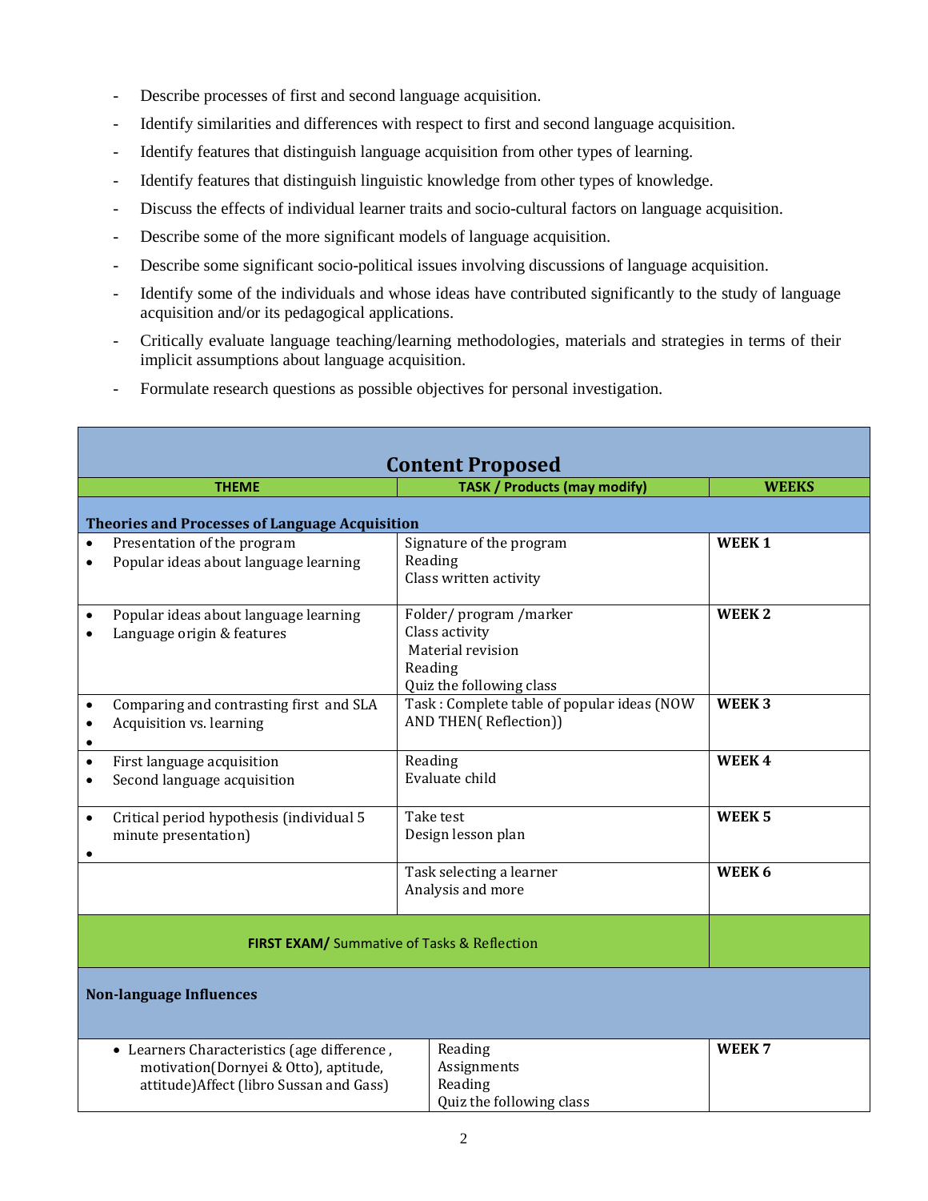- Describe processes of first and second language acquisition.
- Identify similarities and differences with respect to first and second language acquisition.
- Identify features that distinguish language acquisition from other types of learning.
- Identify features that distinguish linguistic knowledge from other types of knowledge.
- Discuss the effects of individual learner traits and socio-cultural factors on language acquisition.
- Describe some of the more significant models of language acquisition.
- Describe some significant socio-political issues involving discussions of language acquisition.
- Identify some of the individuals and whose ideas have contributed significantly to the study of language acquisition and/or its pedagogical applications.
- Critically evaluate language teaching/learning methodologies, materials and strategies in terms of their implicit assumptions about language acquisition.
- Formulate research questions as possible objectives for personal investigation.

| **Content Proposed** | | |
|---|---|---|
| **THEME** | **TASK / Products (may modify)** | **WEEKS** |
| **Theories and Processes of Language Acquisition** | | |
| • Presentation of the program<br>• Popular ideas about language learning | Signature of the program<br>Reading<br>Class written activity | **WEEK 1** |
| • Popular ideas about language learning<br>• Language origin & features | Folder/ program /marker<br>Class activity<br>Material revision<br>Reading<br>Quiz the following class | **WEEK 2** |
| • Comparing and contrasting first and SLA<br>• Acquisition vs. learning<br>• | Task : Complete table of popular ideas (NOW AND THEN( Reflection)) | **WEEK 3** |
| • First language acquisition<br>• Second language acquisition | Reading<br>Evaluate child | **WEEK 4** |
| • Critical period hypothesis (individual 5 minute presentation)<br>• | Take test<br>Design lesson plan | **WEEK 5** |
| | Task selecting a learner<br>Analysis and more | **WEEK 6** |
| **FIRST EXAM/** Summative of Tasks & Reflection | | |
| **Non-language Influences** | | |
| • Learners Characteristics (age difference , motivation(Dornyei & Otto), aptitude, attitude)Affect (libro Sussan and Gass) | Reading<br>Assignments<br>Reading<br>Quiz the following class | **WEEK 7** |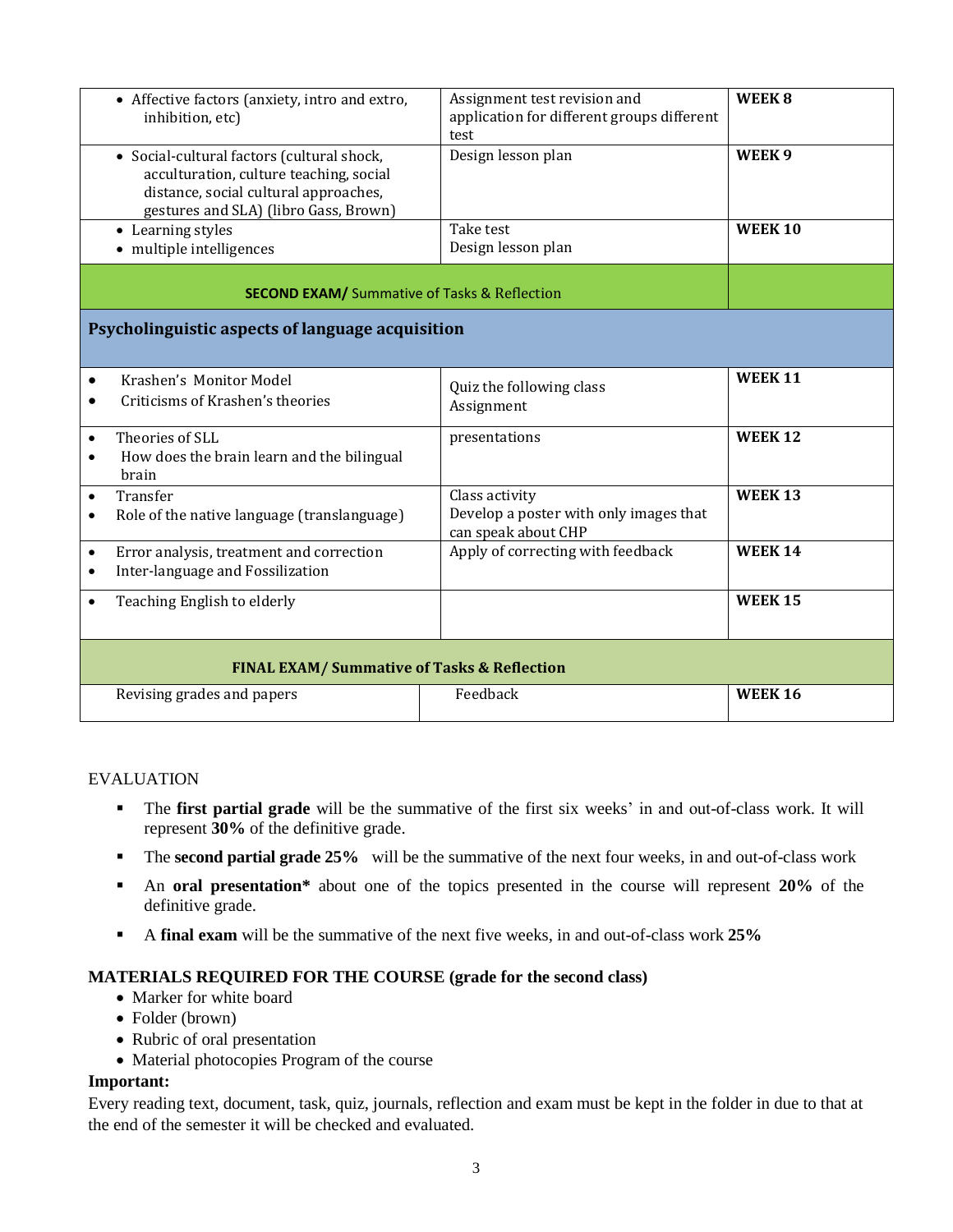| | | |
|---|---|---|
| • Affective factors (anxiety, intro and extro, inhibition, etc) | Assignment test revision and application for different groups different test | **WEEK 8** |
| • Social-cultural factors (cultural shock, acculturation, culture teaching, social distance, social cultural approaches, gestures and SLA) (libro Gass, Brown) | Design lesson plan | **WEEK 9** |
| • Learning styles<br>• multiple intelligences | Take test<br>Design lesson plan | **WEEK 10** |
| **SECOND EXAM/** Summative of Tasks & Reflection | | |
| **Psycholinguistic aspects of language acquisition** | | |
| • Krashen's Monitor Model<br>• Criticisms of Krashen's theories | Quiz the following class<br>Assignment | **WEEK 11** |
| • Theories of SLL<br>• How does the brain learn and the bilingual brain | presentations | **WEEK 12** |
| • Transfer<br>• Role of the native language (translanguage) | Class activity<br>Develop a poster with only images that can speak about CHP | **WEEK 13** |
| • Error analysis, treatment and correction<br>• Inter-language and Fossilization | Apply of correcting with feedback | **WEEK 14** |
| • Teaching English to elderly | | **WEEK 15** |
| **FINAL EXAM/ Summative of Tasks & Reflection** | | |
| Revising grades and papers | Feedback | **WEEK 16** |

EVALUATION

- The **first partial grade** will be the summative of the first six weeks' in and out-of-class work. It will represent **30%** of the definitive grade.
- The **second partial grade 25%** will be the summative of the next four weeks, in and out-of-class work
- An **oral presentation*** about one of the topics presented in the course will represent **20%** of the definitive grade.
- A **final exam** will be the summative of the next five weeks, in and out-of-class work **25%**

**MATERIALS REQUIRED FOR THE COURSE (grade for the second class)**

- Marker for white board
- Folder (brown)
- Rubric of oral presentation
- Material photocopies Program of the course

**Important:**

Every reading text, document, task, quiz, journals, reflection and exam must be kept in the folder in due to that at the end of the semester it will be checked and evaluated.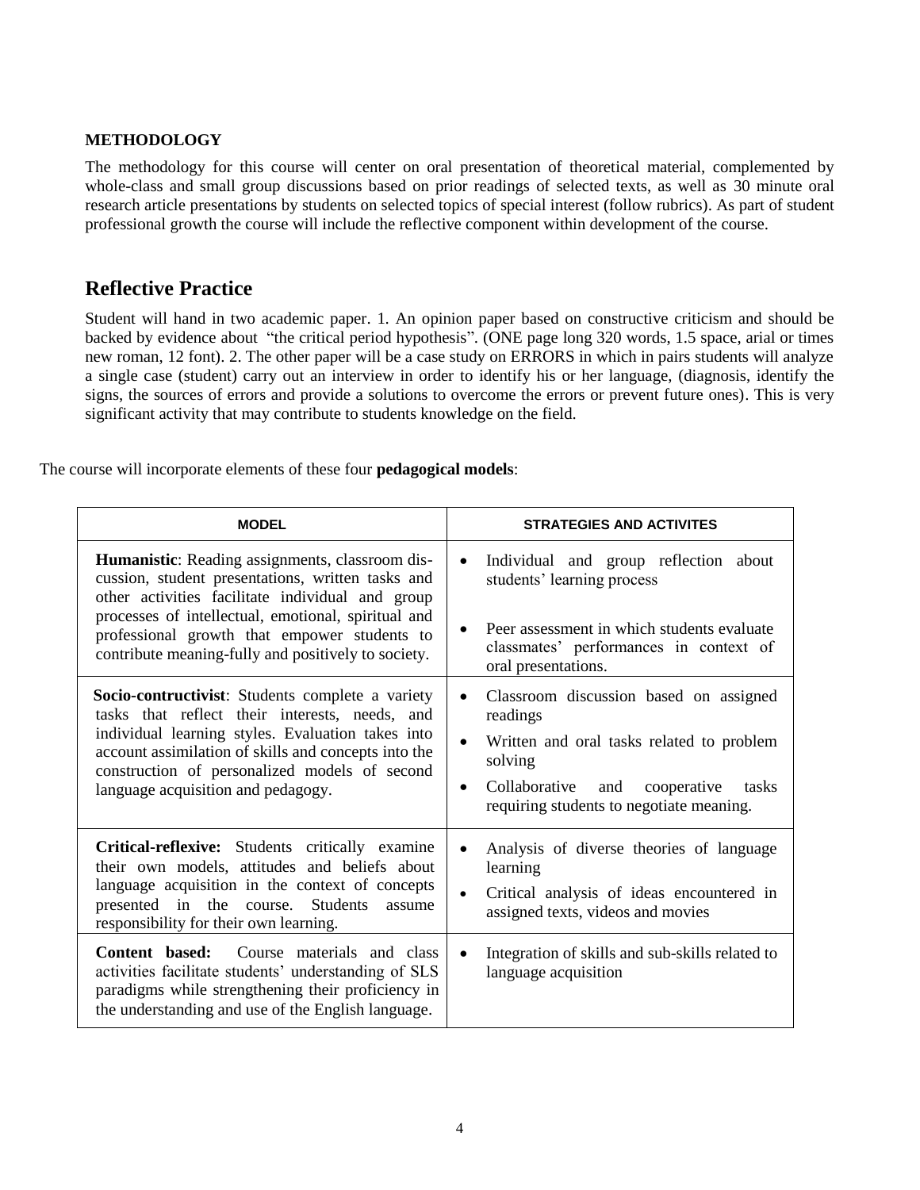**METHODOLOGY**

The methodology for this course will center on oral presentation of theoretical material, complemented by whole-class and small group discussions based on prior readings of selected texts, as well as 30 minute oral research article presentations by students on selected topics of special interest (follow rubrics). As part of student professional growth the course will include the reflective component within development of the course.

## Reflective Practice

Student will hand in two academic paper. 1. An opinion paper based on constructive criticism and should be backed by evidence about "the critical period hypothesis". (ONE page long 320 words, 1.5 space, arial or times new roman, 12 font). 2. The other paper will be a case study on ERRORS in which in pairs students will analyze a single case (student) carry out an interview in order to identify his or her language, (diagnosis, identify the signs, the sources of errors and provide a solutions to overcome the errors or prevent future ones). This is very significant activity that may contribute to students knowledge on the field.

The course will incorporate elements of these four **pedagogical models**:

| **MODEL** | **STRATEGIES AND ACTIVITES** |
|---|---|
| **Humanistic**: Reading assignments, classroom discussion, student presentations, written tasks and other activities facilitate individual and group processes of intellectual, emotional, spiritual and professional growth that empower students to contribute meaning-fully and positively to society. | • Individual and group reflection about students' learning process<br>• Peer assessment in which students evaluate classmates' performances in context of oral presentations. |
| **Socio-contructivist**: Students complete a variety tasks that reflect their interests, needs, and individual learning styles. Evaluation takes into account assimilation of skills and concepts into the construction of personalized models of second language acquisition and pedagogy. | • Classroom discussion based on assigned readings<br>• Written and oral tasks related to problem solving<br>• Collaborative and cooperative tasks requiring students to negotiate meaning. |
| **Critical-reflexive:** Students critically examine their own models, attitudes and beliefs about language acquisition in the context of concepts presented in the course. Students assume responsibility for their own learning. | • Analysis of diverse theories of language learning<br>• Critical analysis of ideas encountered in assigned texts, videos and movies |
| **Content based:** Course materials and class activities facilitate students' understanding of SLS paradigms while strengthening their proficiency in the understanding and use of the English language. | • Integration of skills and sub-skills related to language acquisition |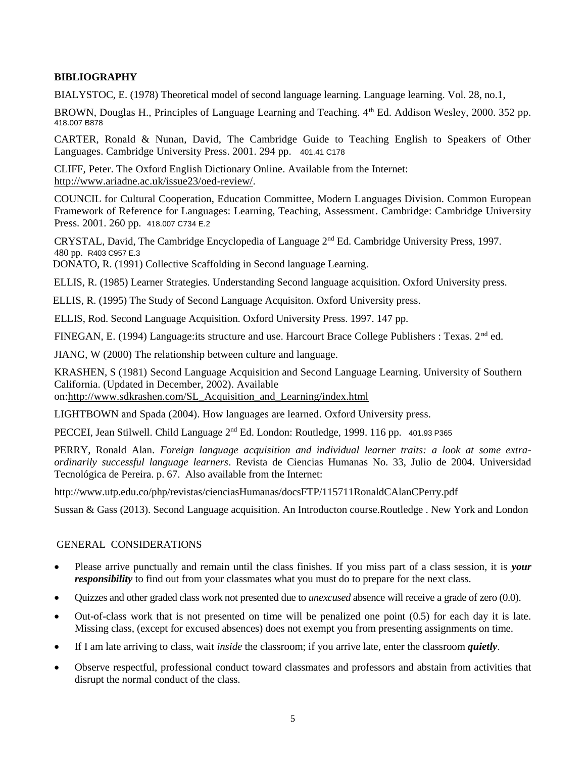**BIBLIOGRAPHY**

BIALYSTOC, E. (1978) Theoretical model of second language learning. Language learning. Vol. 28, no.1,

BROWN, Douglas H., Principles of Language Learning and Teaching. 4th Ed. Addison Wesley, 2000. 352 pp. 418.007 B878

CARTER, Ronald & Nunan, David, The Cambridge Guide to Teaching English to Speakers of Other Languages. Cambridge University Press. 2001. 294 pp. 401.41 C178

CLIFF, Peter. The Oxford English Dictionary Online. Available from the Internet: http://www.ariadne.ac.uk/issue23/oed-review/.

COUNCIL for Cultural Cooperation, Education Committee, Modern Languages Division. Common European Framework of Reference for Languages: Learning, Teaching, Assessment. Cambridge: Cambridge University Press. 2001. 260 pp. 418.007 C734 E.2

CRYSTAL, David, The Cambridge Encyclopedia of Language 2nd Ed. Cambridge University Press, 1997. 480 pp. R403 C957 E.3

DONATO, R. (1991) Collective Scaffolding in Second language Learning.

ELLIS, R. (1985) Learner Strategies. Understanding Second language acquisition. Oxford University press.

ELLIS, R. (1995) The Study of Second Language Acquisiton. Oxford University press.

ELLIS, Rod. Second Language Acquisition. Oxford University Press. 1997. 147 pp.

FINEGAN, E. (1994) Language:its structure and use. Harcourt Brace College Publishers : Texas. 2nd ed.

JIANG, W (2000) The relationship between culture and language.

KRASHEN, S (1981) Second Language Acquisition and Second Language Learning. University of Southern California. (Updated in December, 2002). Available on:http://www.sdkrashen.com/SL_Acquisition_and_Learning/index.html

LIGHTBOWN and Spada (2004). How languages are learned. Oxford University press.

PECCEI, Jean Stilwell. Child Language 2nd Ed. London: Routledge, 1999. 116 pp. 401.93 P365

PERRY, Ronald Alan. *Foreign language acquisition and individual learner traits: a look at some extra-ordinarily successful language learners*. Revista de Ciencias Humanas No. 33, Julio de 2004. Universidad Tecnológica de Pereira. p. 67. Also available from the Internet:

http://www.utp.edu.co/php/revistas/cienciasHumanas/docsFTP/115711RonaldCAlanCPerry.pdf

Sussan & Gass (2013). Second Language acquisition. An Introducton course.Routledge . New York and London

GENERAL CONSIDERATIONS

- Please arrive punctually and remain until the class finishes. If you miss part of a class session, it is ***your responsibility*** to find out from your classmates what you must do to prepare for the next class.
- Quizzes and other graded class work not presented due to *unexcused* absence will receive a grade of zero (0.0).
- Out-of-class work that is not presented on time will be penalized one point (0.5) for each day it is late. Missing class, (except for excused absences) does not exempt you from presenting assignments on time.
- If I am late arriving to class, wait *inside* the classroom; if you arrive late, enter the classroom ***quietly***.
- Observe respectful, professional conduct toward classmates and professors and abstain from activities that disrupt the normal conduct of the class.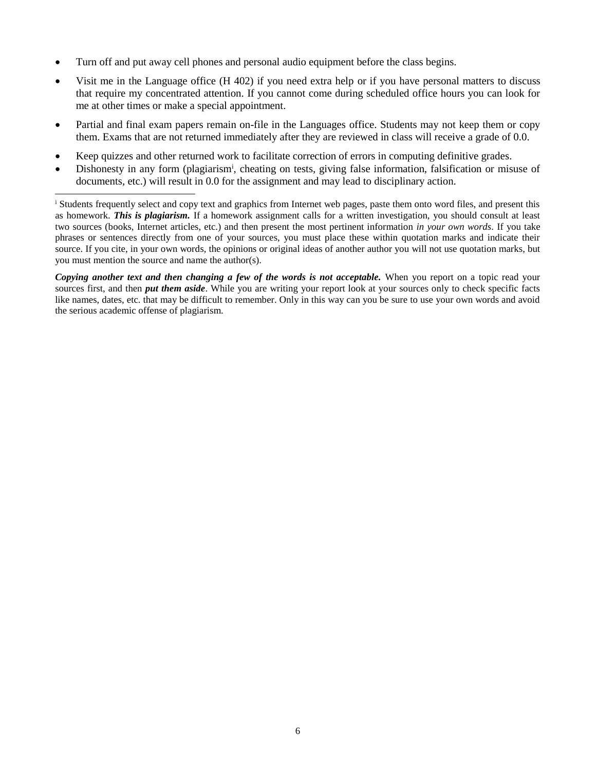- Turn off and put away cell phones and personal audio equipment before the class begins.
- Visit me in the Language office (H 402) if you need extra help or if you have personal matters to discuss that require my concentrated attention. If you cannot come during scheduled office hours you can look for me at other times or make a special appointment.
- Partial and final exam papers remain on-file in the Languages office. Students may not keep them or copy them. Exams that are not returned immediately after they are reviewed in class will receive a grade of 0.0.
- Keep quizzes and other returned work to facilitate correction of errors in computing definitive grades.
- Dishonesty in any form (plagiarism[i], cheating on tests, giving false information, falsification or misuse of documents, etc.) will result in 0.0 for the assignment and may lead to disciplinary action.

---

[i] Students frequently select and copy text and graphics from Internet web pages, paste them onto word files, and present this as homework. ***This is plagiarism.*** If a homework assignment calls for a written investigation, you should consult at least two sources (books, Internet articles, etc.) and then present the most pertinent information *in your own words*. If you take phrases or sentences directly from one of your sources, you must place these within quotation marks and indicate their source. If you cite, in your own words, the opinions or original ideas of another author you will not use quotation marks, but you must mention the source and name the author(s).

***Copying another text and then changing a few of the words is not acceptable.*** When you report on a topic read your sources first, and then ***put them aside***. While you are writing your report look at your sources only to check specific facts like names, dates, etc. that may be difficult to remember. Only in this way can you be sure to use your own words and avoid the serious academic offense of plagiarism.